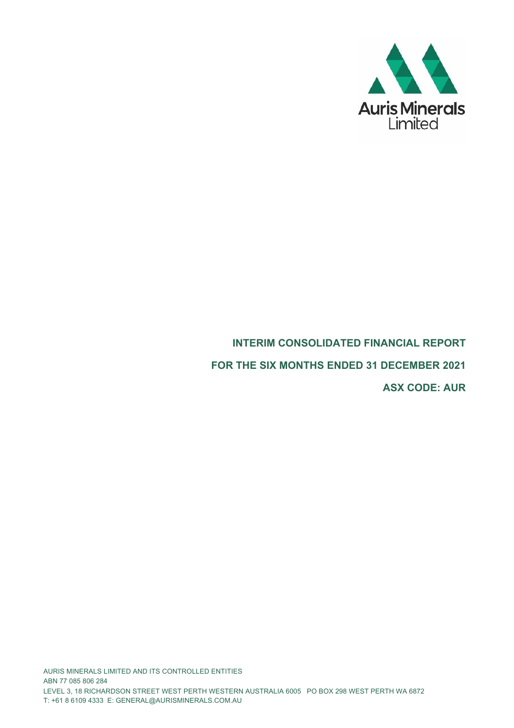Auris Minerals Limited

# INTERIM CONSOLIDATED FINANCIAL REPORT

## FOR THE SIX MONTHS ENDED 31 DECEMBER 2021

## ASX CODE: AUR

AURIS MINERALS LIMITED AND ITS CONTROLLED ENTITIES
ABN 77 085 806 284
LEVEL 3, 18 RICHARDSON STREET WEST PERTH WESTERN AUSTRALIA 6005 PO BOX 298 WEST PERTH WA 6872
T: +61 8 6109 4333 E: GENERAL@AURISMINERALS.COM.AU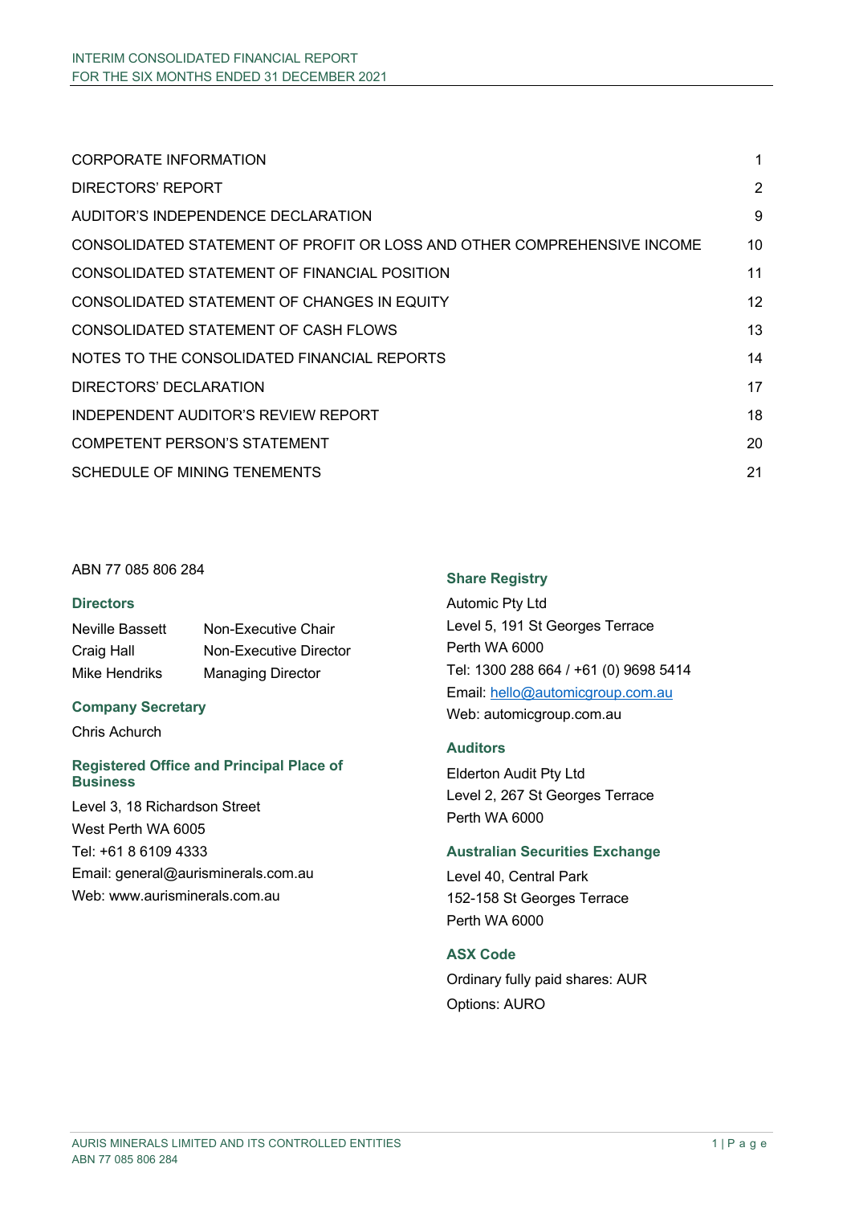| | |
|---|---|
| CORPORATE INFORMATION | 1 |
| DIRECTORS' REPORT | 2 |
| AUDITOR'S INDEPENDENCE DECLARATION | 9 |
| CONSOLIDATED STATEMENT OF PROFIT OR LOSS AND OTHER COMPREHENSIVE INCOME | 10 |
| CONSOLIDATED STATEMENT OF FINANCIAL POSITION | 11 |
| CONSOLIDATED STATEMENT OF CHANGES IN EQUITY | 12 |
| CONSOLIDATED STATEMENT OF CASH FLOWS | 13 |
| NOTES TO THE CONSOLIDATED FINANCIAL REPORTS | 14 |
| DIRECTORS' DECLARATION | 17 |
| INDEPENDENT AUDITOR'S REVIEW REPORT | 18 |
| COMPETENT PERSON'S STATEMENT | 20 |
| SCHEDULE OF MINING TENEMENTS | 21 |

ABN 77 085 806 284

### Directors

| | |
|---|---|
| Neville Bassett | Non-Executive Chair |
| Craig Hall | Non-Executive Director |
| Mike Hendriks | Managing Director |

### Company Secretary

Chris Achurch

### Registered Office and Principal Place of Business

Level 3, 18 Richardson Street
West Perth WA 6005
Tel: +61 8 6109 4333
Email: general@aurisminerals.com.au
Web: www.aurisminerals.com.au

### Share Registry

Automic Pty Ltd
Level 5, 191 St Georges Terrace
Perth WA 6000
Tel: 1300 288 664 / +61 (0) 9698 5414
Email: hello@automicgroup.com.au
Web: automicgroup.com.au

### Auditors

Elderton Audit Pty Ltd
Level 2, 267 St Georges Terrace
Perth WA 6000

### Australian Securities Exchange

Level 40, Central Park
152-158 St Georges Terrace
Perth WA 6000

### ASX Code

Ordinary fully paid shares: AUR
Options: AURO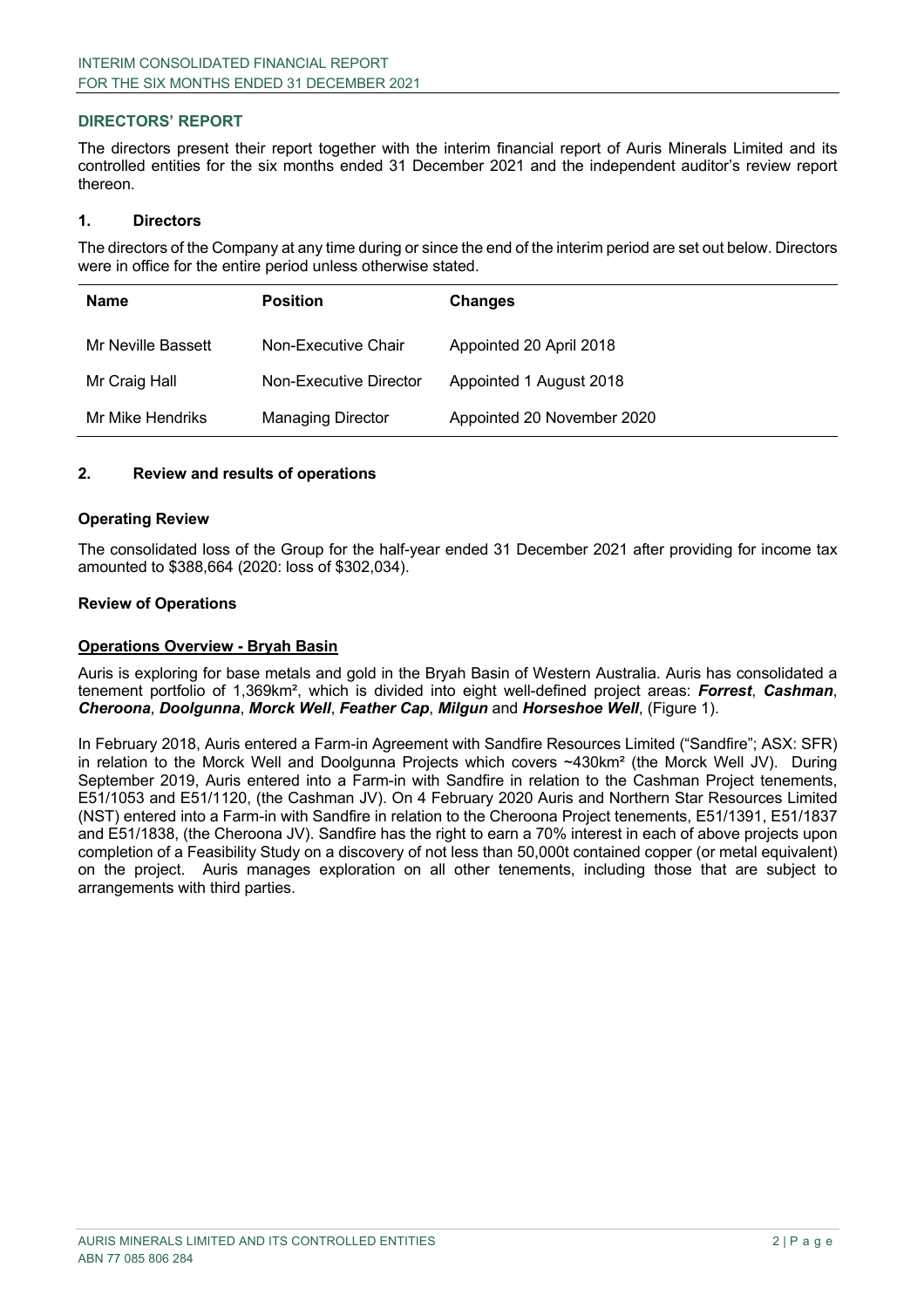## DIRECTORS' REPORT

The directors present their report together with the interim financial report of Auris Minerals Limited and its controlled entities for the six months ended 31 December 2021 and the independent auditor's review report thereon.

### 1. Directors

The directors of the Company at any time during or since the end of the interim period are set out below. Directors were in office for the entire period unless otherwise stated.

| Name | Position | Changes |
|---|---|---|
| Mr Neville Bassett | Non-Executive Chair | Appointed 20 April 2018 |
| Mr Craig Hall | Non-Executive Director | Appointed 1 August 2018 |
| Mr Mike Hendriks | Managing Director | Appointed 20 November 2020 |

### 2. Review and results of operations

**Operating Review**

The consolidated loss of the Group for the half-year ended 31 December 2021 after providing for income tax amounted to \$388,664 (2020: loss of \$302,034).

**Review of Operations**

**Operations Overview - Bryah Basin**

Auris is exploring for base metals and gold in the Bryah Basin of Western Australia. Auris has consolidated a tenement portfolio of 1,369km², which is divided into eight well-defined project areas: ***Forrest***, ***Cashman***, ***Cheroona***, ***Doolgunna***, ***Morck Well***, ***Feather Cap***, ***Milgun*** and ***Horseshoe Well***, (Figure 1).

In February 2018, Auris entered a Farm-in Agreement with Sandfire Resources Limited ("Sandfire"; ASX: SFR) in relation to the Morck Well and Doolgunna Projects which covers ~430km² (the Morck Well JV). During September 2019, Auris entered into a Farm-in with Sandfire in relation to the Cashman Project tenements, E51/1053 and E51/1120, (the Cashman JV). On 4 February 2020 Auris and Northern Star Resources Limited (NST) entered into a Farm-in with Sandfire in relation to the Cheroona Project tenements, E51/1391, E51/1837 and E51/1838, (the Cheroona JV). Sandfire has the right to earn a 70% interest in each of above projects upon completion of a Feasibility Study on a discovery of not less than 50,000t contained copper (or metal equivalent) on the project. Auris manages exploration on all other tenements, including those that are subject to arrangements with third parties.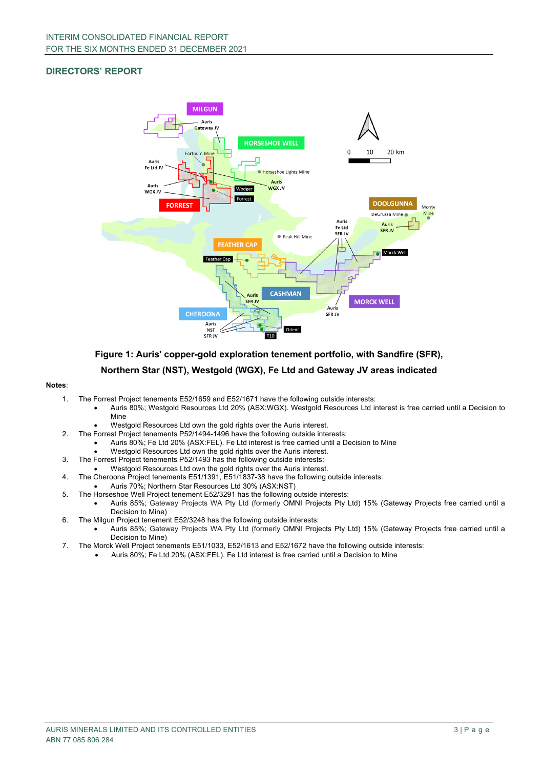## DIRECTORS' REPORT

**Figure 1: Auris' copper-gold exploration tenement portfolio, with Sandfire (SFR), Northern Star (NST), Westgold (WGX), Fe Ltd and Gateway JV areas indicated**

**Notes**:

1. The Forrest Project tenements E52/1659 and E52/1671 have the following outside interests:
   - Auris 80%; Westgold Resources Ltd 20% (ASX:WGX). Westgold Resources Ltd interest is free carried until a Decision to Mine
   - Westgold Resources Ltd own the gold rights over the Auris interest.
2. The Forrest Project tenements P52/1494-1496 have the following outside interests:
   - Auris 80%; Fe Ltd 20% (ASX:FEL). Fe Ltd interest is free carried until a Decision to Mine
   - Westgold Resources Ltd own the gold rights over the Auris interest.
3. The Forrest Project tenements P52/1493 has the following outside interests:
   - Westgold Resources Ltd own the gold rights over the Auris interest.
4. The Cheroona Project tenements E51/1391, E51/1837-38 have the following outside interests:
   - Auris 70%; Northern Star Resources Ltd 30% (ASX:NST)
5. The Horseshoe Well Project tenement E52/3291 has the following outside interests:
   - Auris 85%; Gateway Projects WA Pty Ltd (formerly OMNI Projects Pty Ltd) 15% (Gateway Projects free carried until a Decision to Mine)
6. The Milgun Project tenement E52/3248 has the following outside interests:
   - Auris 85%; Gateway Projects WA Pty Ltd (formerly OMNI Projects Pty Ltd) 15% (Gateway Projects free carried until a Decision to Mine)
7. The Morck Well Project tenements E51/1033, E52/1613 and E52/1672 have the following outside interests:
   - Auris 80%; Fe Ltd 20% (ASX:FEL). Fe Ltd interest is free carried until a Decision to Mine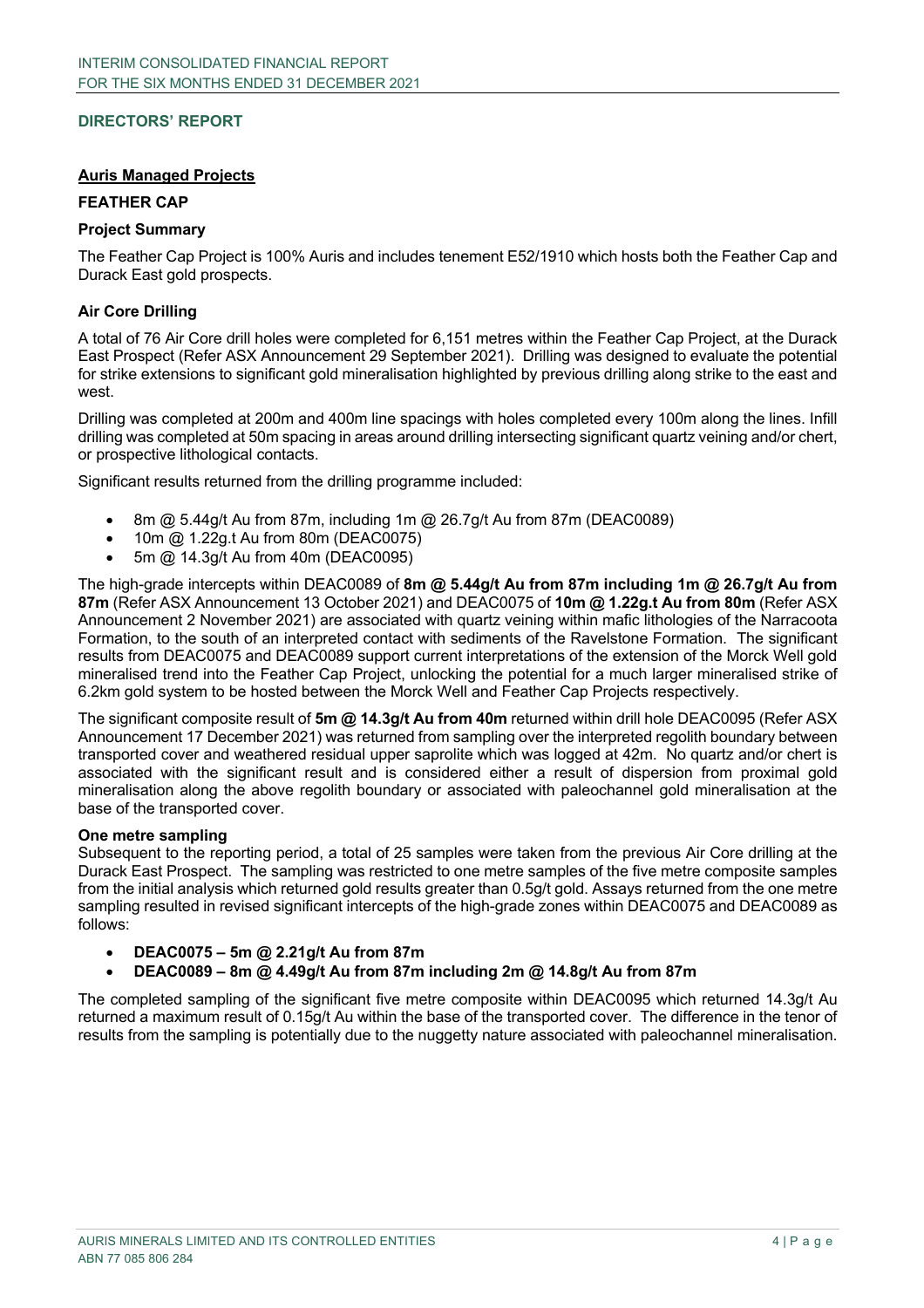## DIRECTORS' REPORT

### Auris Managed Projects

### FEATHER CAP

#### Project Summary

The Feather Cap Project is 100% Auris and includes tenement E52/1910 which hosts both the Feather Cap and Durack East gold prospects.

#### Air Core Drilling

A total of 76 Air Core drill holes were completed for 6,151 metres within the Feather Cap Project, at the Durack East Prospect (Refer ASX Announcement 29 September 2021). Drilling was designed to evaluate the potential for strike extensions to significant gold mineralisation highlighted by previous drilling along strike to the east and west.

Drilling was completed at 200m and 400m line spacings with holes completed every 100m along the lines. Infill drilling was completed at 50m spacing in areas around drilling intersecting significant quartz veining and/or chert, or prospective lithological contacts.

Significant results returned from the drilling programme included:

- 8m @ 5.44g/t Au from 87m, including 1m @ 26.7g/t Au from 87m (DEAC0089)
- 10m @ 1.22g.t Au from 80m (DEAC0075)
- 5m @ 14.3g/t Au from 40m (DEAC0095)

The high-grade intercepts within DEAC0089 of **8m @ 5.44g/t Au from 87m including 1m @ 26.7g/t Au from 87m** (Refer ASX Announcement 13 October 2021) and DEAC0075 of **10m @ 1.22g.t Au from 80m** (Refer ASX Announcement 2 November 2021) are associated with quartz veining within mafic lithologies of the Narracoota Formation, to the south of an interpreted contact with sediments of the Ravelstone Formation. The significant results from DEAC0075 and DEAC0089 support current interpretations of the extension of the Morck Well gold mineralised trend into the Feather Cap Project, unlocking the potential for a much larger mineralised strike of 6.2km gold system to be hosted between the Morck Well and Feather Cap Projects respectively.

The significant composite result of **5m @ 14.3g/t Au from 40m** returned within drill hole DEAC0095 (Refer ASX Announcement 17 December 2021) was returned from sampling over the interpreted regolith boundary between transported cover and weathered residual upper saprolite which was logged at 42m. No quartz and/or chert is associated with the significant result and is considered either a result of dispersion from proximal gold mineralisation along the above regolith boundary or associated with paleochannel gold mineralisation at the base of the transported cover.

#### One metre sampling

Subsequent to the reporting period, a total of 25 samples were taken from the previous Air Core drilling at the Durack East Prospect. The sampling was restricted to one metre samples of the five metre composite samples from the initial analysis which returned gold results greater than 0.5g/t gold. Assays returned from the one metre sampling resulted in revised significant intercepts of the high-grade zones within DEAC0075 and DEAC0089 as follows:

- **DEAC0075 – 5m @ 2.21g/t Au from 87m**
- **DEAC0089 – 8m @ 4.49g/t Au from 87m including 2m @ 14.8g/t Au from 87m**

The completed sampling of the significant five metre composite within DEAC0095 which returned 14.3g/t Au returned a maximum result of 0.15g/t Au within the base of the transported cover. The difference in the tenor of results from the sampling is potentially due to the nuggetty nature associated with paleochannel mineralisation.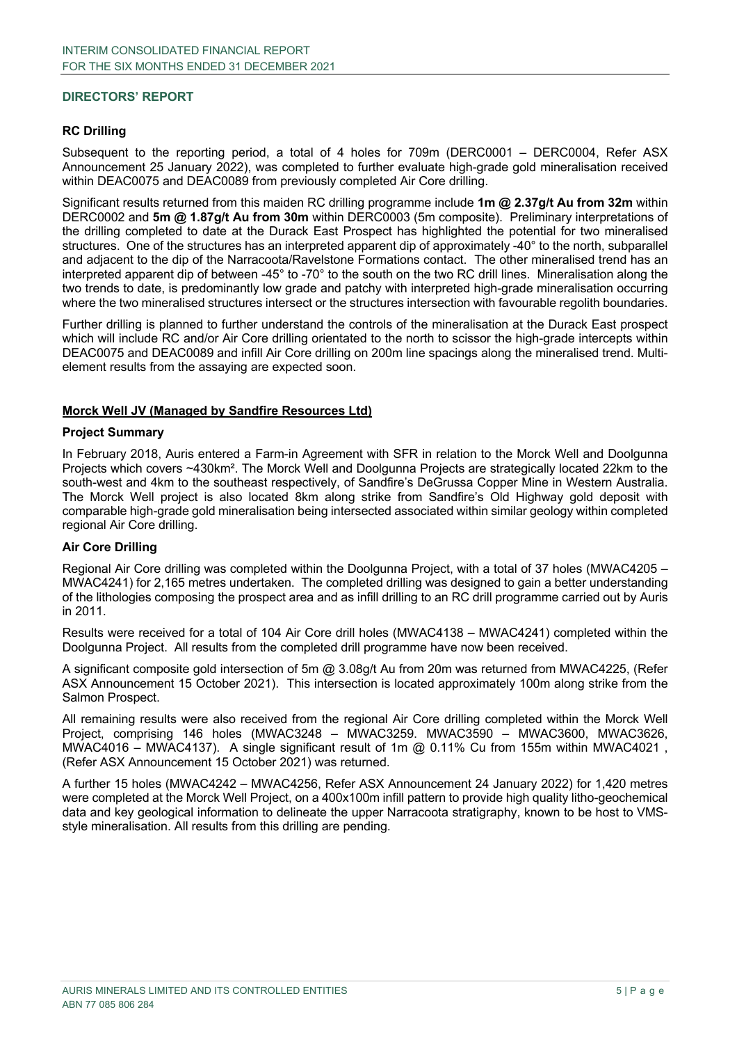## DIRECTORS' REPORT

### RC Drilling

Subsequent to the reporting period, a total of 4 holes for 709m (DERC0001 – DERC0004, Refer ASX Announcement 25 January 2022), was completed to further evaluate high-grade gold mineralisation received within DEAC0075 and DEAC0089 from previously completed Air Core drilling.

Significant results returned from this maiden RC drilling programme include **1m @ 2.37g/t Au from 32m** within DERC0002 and **5m @ 1.87g/t Au from 30m** within DERC0003 (5m composite). Preliminary interpretations of the drilling completed to date at the Durack East Prospect has highlighted the potential for two mineralised structures. One of the structures has an interpreted apparent dip of approximately -40° to the north, subparallel and adjacent to the dip of the Narracoota/Ravelstone Formations contact. The other mineralised trend has an interpreted apparent dip of between -45° to -70° to the south on the two RC drill lines. Mineralisation along the two trends to date, is predominantly low grade and patchy with interpreted high-grade mineralisation occurring where the two mineralised structures intersect or the structures intersection with favourable regolith boundaries.

Further drilling is planned to further understand the controls of the mineralisation at the Durack East prospect which will include RC and/or Air Core drilling orientated to the north to scissor the high-grade intercepts within DEAC0075 and DEAC0089 and infill Air Core drilling on 200m line spacings along the mineralised trend. Multi-element results from the assaying are expected soon.

## Morck Well JV (Managed by Sandfire Resources Ltd)

### Project Summary

In February 2018, Auris entered a Farm-in Agreement with SFR in relation to the Morck Well and Doolgunna Projects which covers ~430km². The Morck Well and Doolgunna Projects are strategically located 22km to the south-west and 4km to the southeast respectively, of Sandfire's DeGrussa Copper Mine in Western Australia. The Morck Well project is also located 8km along strike from Sandfire's Old Highway gold deposit with comparable high-grade gold mineralisation being intersected associated within similar geology within completed regional Air Core drilling.

### Air Core Drilling

Regional Air Core drilling was completed within the Doolgunna Project, with a total of 37 holes (MWAC4205 – MWAC4241) for 2,165 metres undertaken. The completed drilling was designed to gain a better understanding of the lithologies composing the prospect area and as infill drilling to an RC drill programme carried out by Auris in 2011.

Results were received for a total of 104 Air Core drill holes (MWAC4138 – MWAC4241) completed within the Doolgunna Project. All results from the completed drill programme have now been received.

A significant composite gold intersection of 5m @ 3.08g/t Au from 20m was returned from MWAC4225, (Refer ASX Announcement 15 October 2021). This intersection is located approximately 100m along strike from the Salmon Prospect.

All remaining results were also received from the regional Air Core drilling completed within the Morck Well Project, comprising 146 holes (MWAC3248 – MWAC3259. MWAC3590 – MWAC3600, MWAC3626, MWAC4016 – MWAC4137). A single significant result of 1m @ 0.11% Cu from 155m within MWAC4021 , (Refer ASX Announcement 15 October 2021) was returned.

A further 15 holes (MWAC4242 – MWAC4256, Refer ASX Announcement 24 January 2022) for 1,420 metres were completed at the Morck Well Project, on a 400x100m infill pattern to provide high quality litho-geochemical data and key geological information to delineate the upper Narracoota stratigraphy, known to be host to VMS-style mineralisation. All results from this drilling are pending.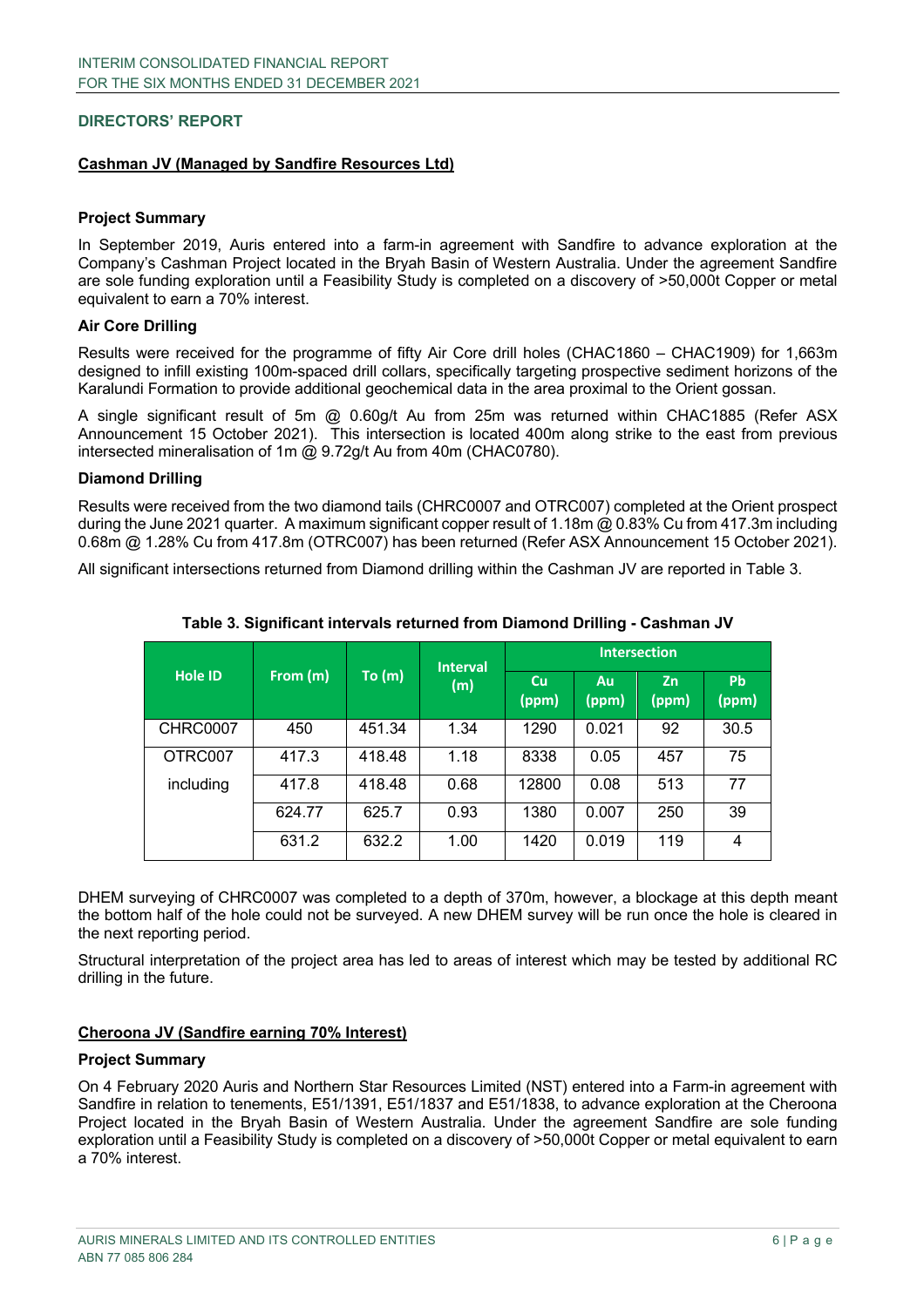## DIRECTORS' REPORT

### Cashman JV (Managed by Sandfire Resources Ltd)

**Project Summary**

In September 2019, Auris entered into a farm-in agreement with Sandfire to advance exploration at the Company's Cashman Project located in the Bryah Basin of Western Australia. Under the agreement Sandfire are sole funding exploration until a Feasibility Study is completed on a discovery of >50,000t Copper or metal equivalent to earn a 70% interest.

**Air Core Drilling**

Results were received for the programme of fifty Air Core drill holes (CHAC1860 – CHAC1909) for 1,663m designed to infill existing 100m-spaced drill collars, specifically targeting prospective sediment horizons of the Karalundi Formation to provide additional geochemical data in the area proximal to the Orient gossan.

A single significant result of 5m @ 0.60g/t Au from 25m was returned within CHAC1885 (Refer ASX Announcement 15 October 2021). This intersection is located 400m along strike to the east from previous intersected mineralisation of 1m @ 9.72g/t Au from 40m (CHAC0780).

**Diamond Drilling**

Results were received from the two diamond tails (CHRC0007 and OTRC007) completed at the Orient prospect during the June 2021 quarter. A maximum significant copper result of 1.18m @ 0.83% Cu from 417.3m including 0.68m @ 1.28% Cu from 417.8m (OTRC007) has been returned (Refer ASX Announcement 15 October 2021).

All significant intersections returned from Diamond drilling within the Cashman JV are reported in Table 3.

**Table 3. Significant intervals returned from Diamond Drilling - Cashman JV**

| Hole ID | From (m) | To (m) | Interval (m) | Intersection | | | |
|---|---|---|---|---|---|---|---|
| | | | | Cu (ppm) | Au (ppm) | Zn (ppm) | Pb (ppm) |
| CHRC0007 | 450 | 451.34 | 1.34 | 1290 | 0.021 | 92 | 30.5 |
| OTRC007 | 417.3 | 418.48 | 1.18 | 8338 | 0.05 | 457 | 75 |
| including | 417.8 | 418.48 | 0.68 | 12800 | 0.08 | 513 | 77 |
| | 624.77 | 625.7 | 0.93 | 1380 | 0.007 | 250 | 39 |
| | 631.2 | 632.2 | 1.00 | 1420 | 0.019 | 119 | 4 |

DHEM surveying of CHRC0007 was completed to a depth of 370m, however, a blockage at this depth meant the bottom half of the hole could not be surveyed. A new DHEM survey will be run once the hole is cleared in the next reporting period.

Structural interpretation of the project area has led to areas of interest which may be tested by additional RC drilling in the future.

### Cheroona JV (Sandfire earning 70% Interest)

**Project Summary**

On 4 February 2020 Auris and Northern Star Resources Limited (NST) entered into a Farm-in agreement with Sandfire in relation to tenements, E51/1391, E51/1837 and E51/1838, to advance exploration at the Cheroona Project located in the Bryah Basin of Western Australia. Under the agreement Sandfire are sole funding exploration until a Feasibility Study is completed on a discovery of >50,000t Copper or metal equivalent to earn a 70% interest.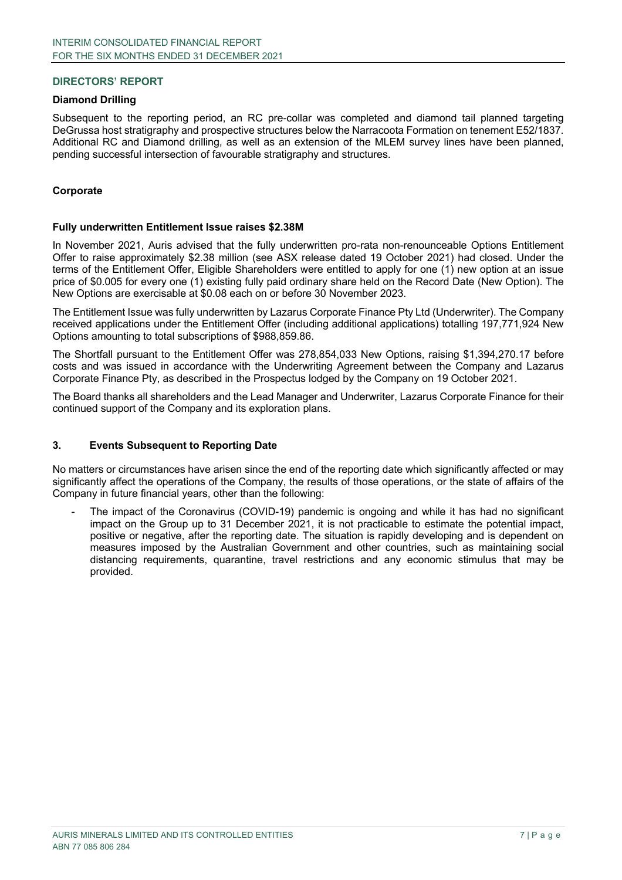## DIRECTORS' REPORT

### Diamond Drilling

Subsequent to the reporting period, an RC pre-collar was completed and diamond tail planned targeting DeGrussa host stratigraphy and prospective structures below the Narracoota Formation on tenement E52/1837. Additional RC and Diamond drilling, as well as an extension of the MLEM survey lines have been planned, pending successful intersection of favourable stratigraphy and structures.

### Corporate

### Fully underwritten Entitlement Issue raises $2.38M

In November 2021, Auris advised that the fully underwritten pro-rata non-renounceable Options Entitlement Offer to raise approximately $2.38 million (see ASX release dated 19 October 2021) had closed. Under the terms of the Entitlement Offer, Eligible Shareholders were entitled to apply for one (1) new option at an issue price of $0.005 for every one (1) existing fully paid ordinary share held on the Record Date (New Option). The New Options are exercisable at $0.08 each on or before 30 November 2023.

The Entitlement Issue was fully underwritten by Lazarus Corporate Finance Pty Ltd (Underwriter). The Company received applications under the Entitlement Offer (including additional applications) totalling 197,771,924 New Options amounting to total subscriptions of $988,859.86.

The Shortfall pursuant to the Entitlement Offer was 278,854,033 New Options, raising $1,394,270.17 before costs and was issued in accordance with the Underwriting Agreement between the Company and Lazarus Corporate Finance Pty, as described in the Prospectus lodged by the Company on 19 October 2021.

The Board thanks all shareholders and the Lead Manager and Underwriter, Lazarus Corporate Finance for their continued support of the Company and its exploration plans.

## 3. Events Subsequent to Reporting Date

No matters or circumstances have arisen since the end of the reporting date which significantly affected or may significantly affect the operations of the Company, the results of those operations, or the state of affairs of the Company in future financial years, other than the following:

- The impact of the Coronavirus (COVID-19) pandemic is ongoing and while it has had no significant impact on the Group up to 31 December 2021, it is not practicable to estimate the potential impact, positive or negative, after the reporting date. The situation is rapidly developing and is dependent on measures imposed by the Australian Government and other countries, such as maintaining social distancing requirements, quarantine, travel restrictions and any economic stimulus that may be provided.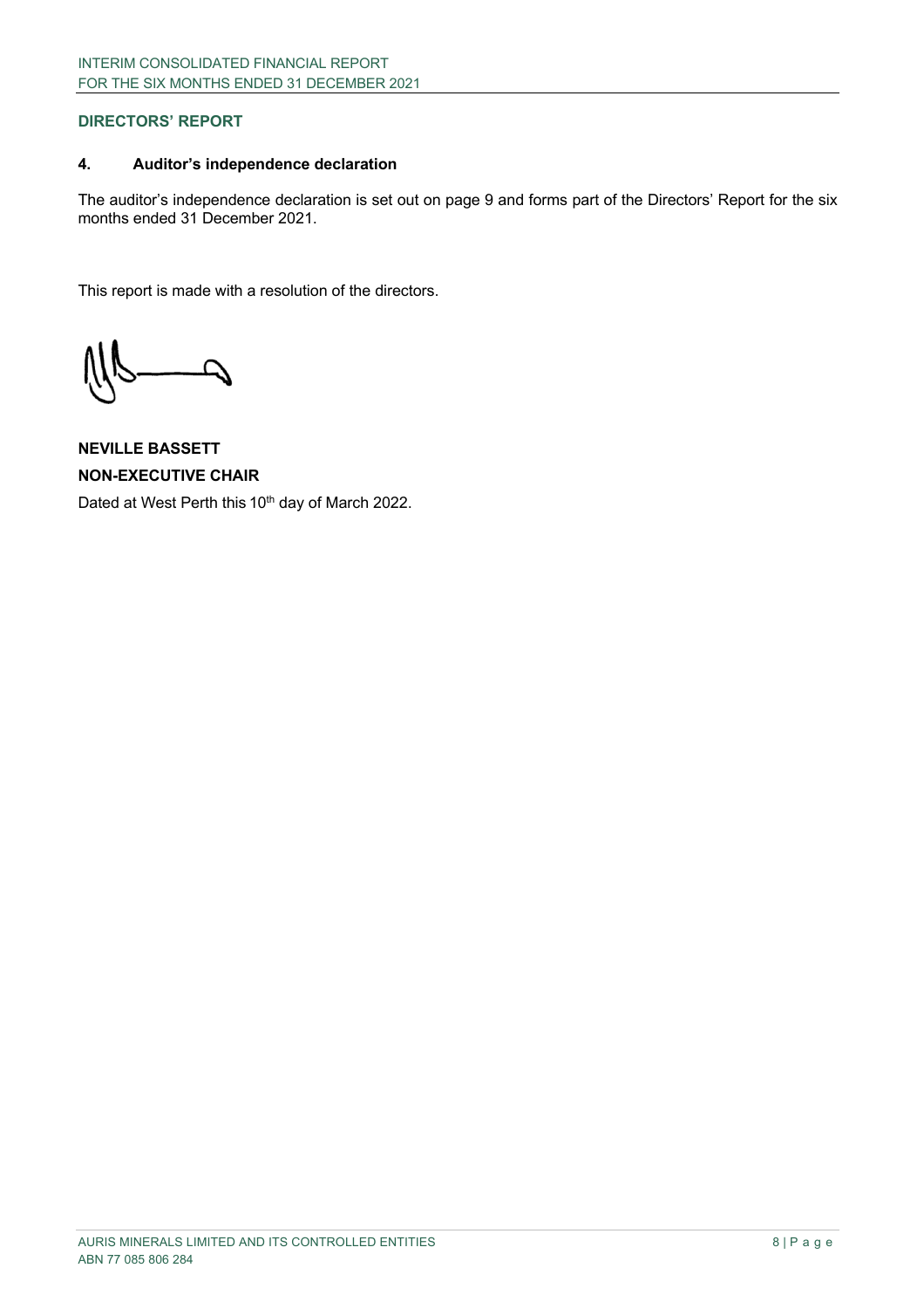## DIRECTORS' REPORT

### 4. Auditor's independence declaration

The auditor's independence declaration is set out on page 9 and forms part of the Directors' Report for the six months ended 31 December 2021.

This report is made with a resolution of the directors.

**NEVILLE BASSETT**

**NON-EXECUTIVE CHAIR**

Dated at West Perth this 10th day of March 2022.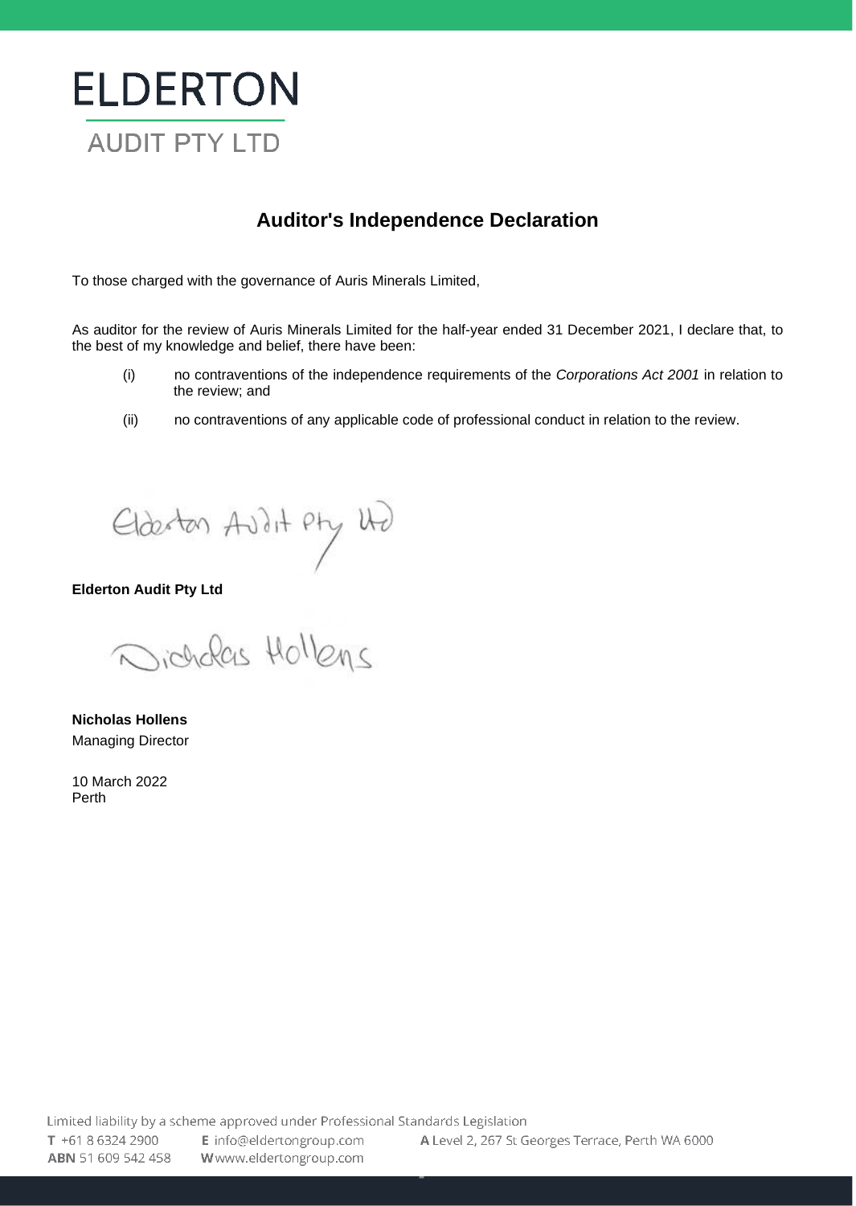ELDERTON

AUDIT PTY LTD

# Auditor's Independence Declaration

To those charged with the governance of Auris Minerals Limited,

As auditor for the review of Auris Minerals Limited for the half-year ended 31 December 2021, I declare that, to the best of my knowledge and belief, there have been:

(i) no contraventions of the independence requirements of the *Corporations Act 2001* in relation to the review; and

(ii) no contraventions of any applicable code of professional conduct in relation to the review.

Elderton Audit Pty Ltd

**Elderton Audit Pty Ltd**

Nicholas Hollens

**Nicholas Hollens**
Managing Director

10 March 2022
Perth

Limited liability by a scheme approved under Professional Standards Legislation
**T** +61 8 6324 2900 **E** info@eldertongroup.com **A** Level 2, 267 St Georges Terrace, Perth WA 6000
**ABN** 51 609 542 458 **W** www.eldertongroup.com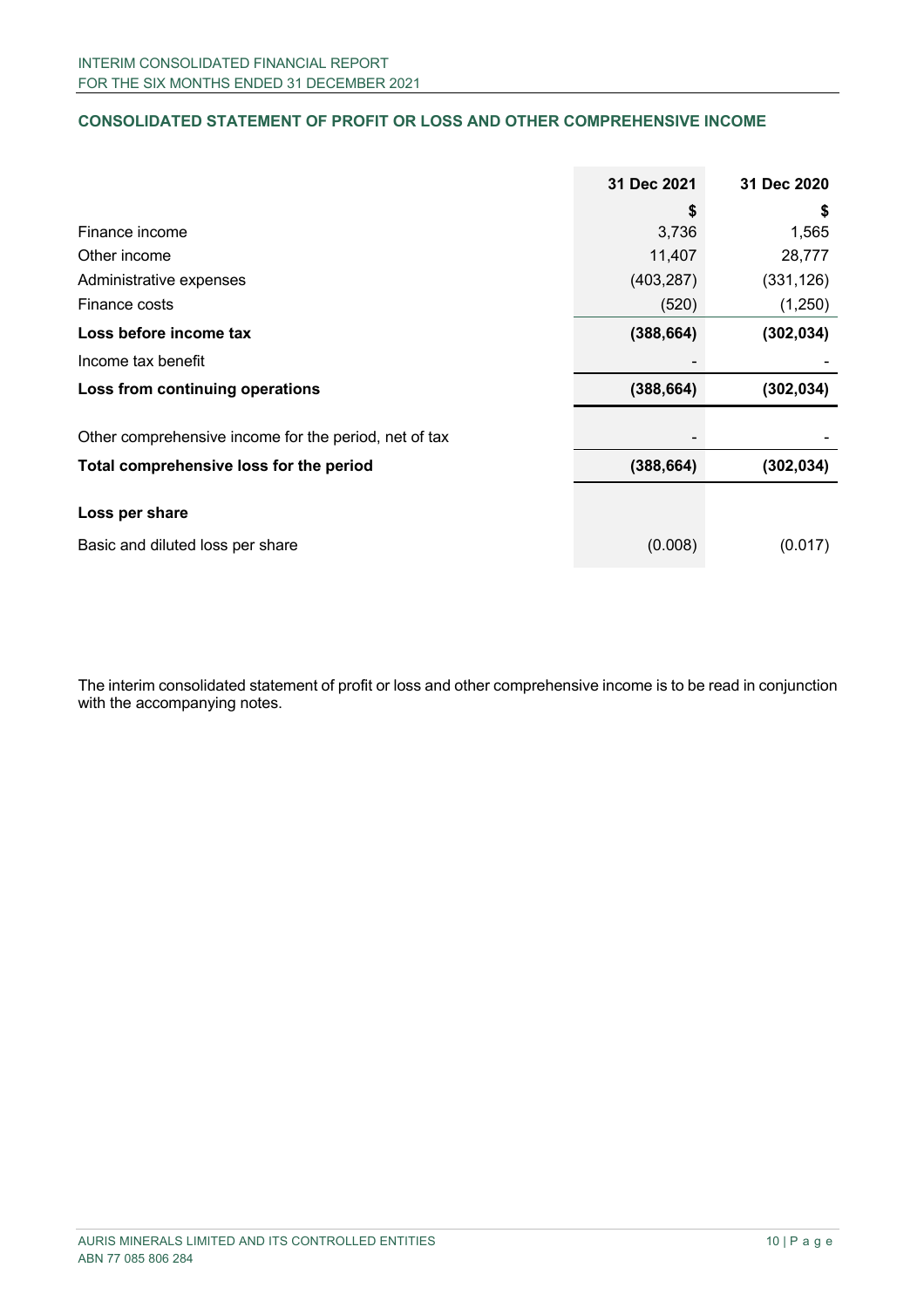## CONSOLIDATED STATEMENT OF PROFIT OR LOSS AND OTHER COMPREHENSIVE INCOME

| | 31 Dec 2021 | 31 Dec 2020 |
|---|---|---|
| | $ | $ |
| Finance income | 3,736 | 1,565 |
| Other income | 11,407 | 28,777 |
| Administrative expenses | (403,287) | (331,126) |
| Finance costs | (520) | (1,250) |
| **Loss before income tax** | **(388,664)** | **(302,034)** |
| Income tax benefit | - | - |
| **Loss from continuing operations** | **(388,664)** | **(302,034)** |
| | | |
| Other comprehensive income for the period, net of tax | - | - |
| **Total comprehensive loss for the period** | **(388,664)** | **(302,034)** |
| | | |
| **Loss per share** | | |
| Basic and diluted loss per share | (0.008) | (0.017) |

The interim consolidated statement of profit or loss and other comprehensive income is to be read in conjunction with the accompanying notes.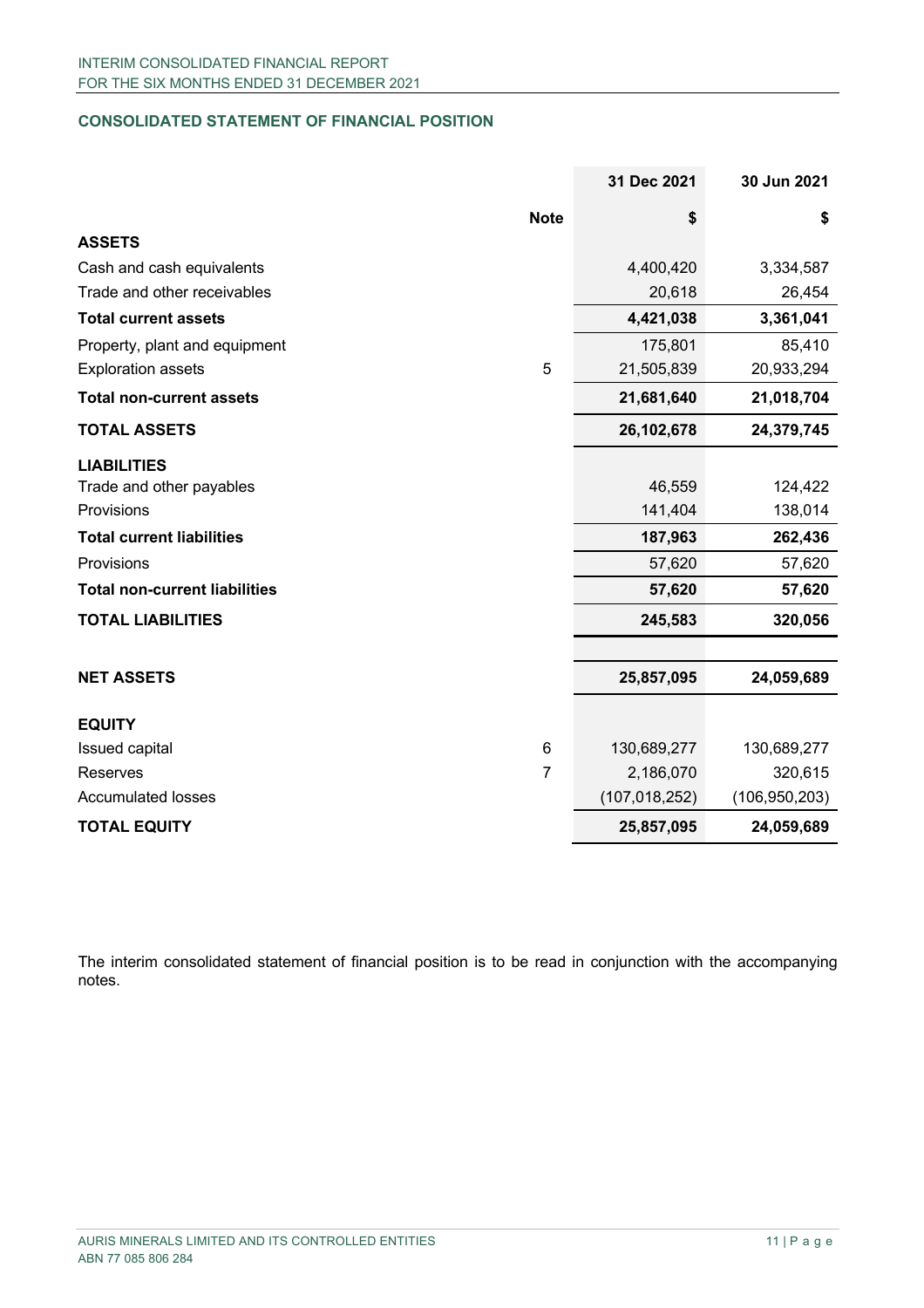## CONSOLIDATED STATEMENT OF FINANCIAL POSITION

| | Note | 31 Dec 2021 | 30 Jun 2021 |
|---|---|---|---|
| | | $ | $ |
| **ASSETS** | | | |
| Cash and cash equivalents | | 4,400,420 | 3,334,587 |
| Trade and other receivables | | 20,618 | 26,454 |
| **Total current assets** | | **4,421,038** | **3,361,041** |
| Property, plant and equipment | | 175,801 | 85,410 |
| Exploration assets | 5 | 21,505,839 | 20,933,294 |
| **Total non-current assets** | | **21,681,640** | **21,018,704** |
| **TOTAL ASSETS** | | **26,102,678** | **24,379,745** |
| **LIABILITIES** | | | |
| Trade and other payables | | 46,559 | 124,422 |
| Provisions | | 141,404 | 138,014 |
| **Total current liabilities** | | **187,963** | **262,436** |
| Provisions | | 57,620 | 57,620 |
| **Total non-current liabilities** | | **57,620** | **57,620** |
| **TOTAL LIABILITIES** | | **245,583** | **320,056** |
| **NET ASSETS** | | **25,857,095** | **24,059,689** |
| **EQUITY** | | | |
| Issued capital | 6 | 130,689,277 | 130,689,277 |
| Reserves | 7 | 2,186,070 | 320,615 |
| Accumulated losses | | (107,018,252) | (106,950,203) |
| **TOTAL EQUITY** | | **25,857,095** | **24,059,689** |

The interim consolidated statement of financial position is to be read in conjunction with the accompanying notes.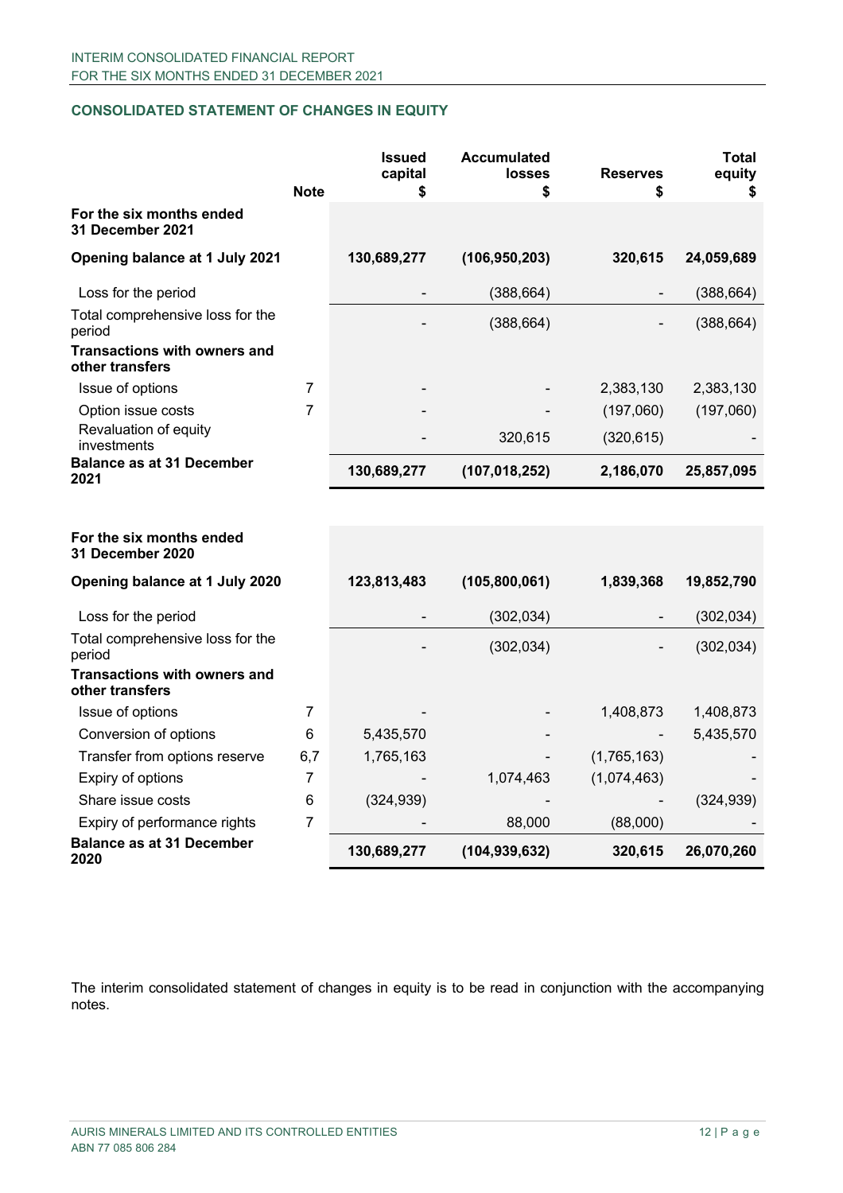## CONSOLIDATED STATEMENT OF CHANGES IN EQUITY

| | Note | Issued capital $ | Accumulated losses $ | Reserves $ | Total equity $ |
|---|---|---|---|---|---|
| **For the six months ended 31 December 2021** | | | | | |
| **Opening balance at 1 July 2021** | | **130,689,277** | **(106,950,203)** | **320,615** | **24,059,689** |
| Loss for the period | | - | (388,664) | - | (388,664) |
| Total comprehensive loss for the period | | - | (388,664) | - | (388,664) |
| **Transactions with owners and other transfers** | | | | | |
| Issue of options | 7 | - | - | 2,383,130 | 2,383,130 |
| Option issue costs | 7 | - | - | (197,060) | (197,060) |
| Revaluation of equity investments | | - | 320,615 | (320,615) | - |
| **Balance as at 31 December 2021** | | **130,689,277** | **(107,018,252)** | **2,186,070** | **25,857,095** |
| | | | | | |
| **For the six months ended 31 December 2020** | | | | | |
| **Opening balance at 1 July 2020** | | **123,813,483** | **(105,800,061)** | **1,839,368** | **19,852,790** |
| Loss for the period | | - | (302,034) | - | (302,034) |
| Total comprehensive loss for the period | | - | (302,034) | - | (302,034) |
| **Transactions with owners and other transfers** | | | | | |
| Issue of options | 7 | - | - | 1,408,873 | 1,408,873 |
| Conversion of options | 6 | 5,435,570 | - | - | 5,435,570 |
| Transfer from options reserve | 6,7 | 1,765,163 | - | (1,765,163) | - |
| Expiry of options | 7 | - | 1,074,463 | (1,074,463) | - |
| Share issue costs | 6 | (324,939) | - | - | (324,939) |
| Expiry of performance rights | 7 | - | 88,000 | (88,000) | - |
| **Balance as at 31 December 2020** | | **130,689,277** | **(104,939,632)** | **320,615** | **26,070,260** |

The interim consolidated statement of changes in equity is to be read in conjunction with the accompanying notes.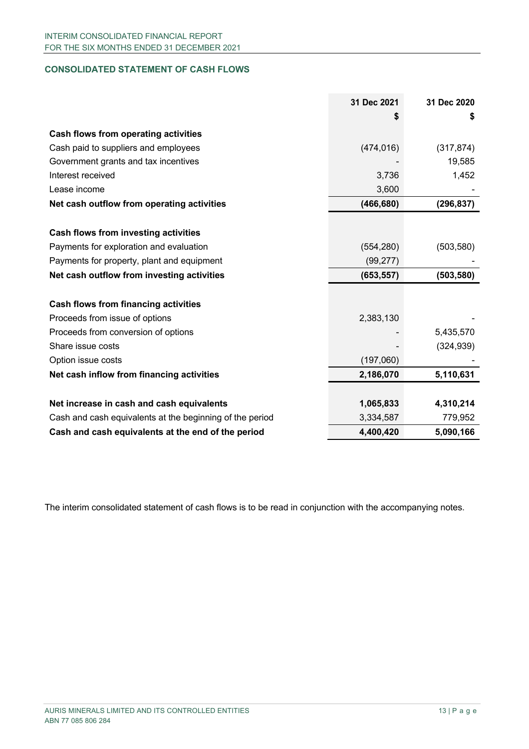## CONSOLIDATED STATEMENT OF CASH FLOWS

| | 31 Dec 2021<br>$ | 31 Dec 2020<br>$ |
|---|---|---|
| **Cash flows from operating activities** | | |
| Cash paid to suppliers and employees | (474,016) | (317,874) |
| Government grants and tax incentives | - | 19,585 |
| Interest received | 3,736 | 1,452 |
| Lease income | 3,600 | - |
| **Net cash outflow from operating activities** | **(466,680)** | **(296,837)** |
| | | |
| **Cash flows from investing activities** | | |
| Payments for exploration and evaluation | (554,280) | (503,580) |
| Payments for property, plant and equipment | (99,277) | - |
| **Net cash outflow from investing activities** | **(653,557)** | **(503,580)** |
| | | |
| **Cash flows from financing activities** | | |
| Proceeds from issue of options | 2,383,130 | - |
| Proceeds from conversion of options | - | 5,435,570 |
| Share issue costs | - | (324,939) |
| Option issue costs | (197,060) | - |
| **Net cash inflow from financing activities** | **2,186,070** | **5,110,631** |
| | | |
| **Net increase in cash and cash equivalents** | **1,065,833** | **4,310,214** |
| Cash and cash equivalents at the beginning of the period | 3,334,587 | 779,952 |
| **Cash and cash equivalents at the end of the period** | **4,400,420** | **5,090,166** |

The interim consolidated statement of cash flows is to be read in conjunction with the accompanying notes.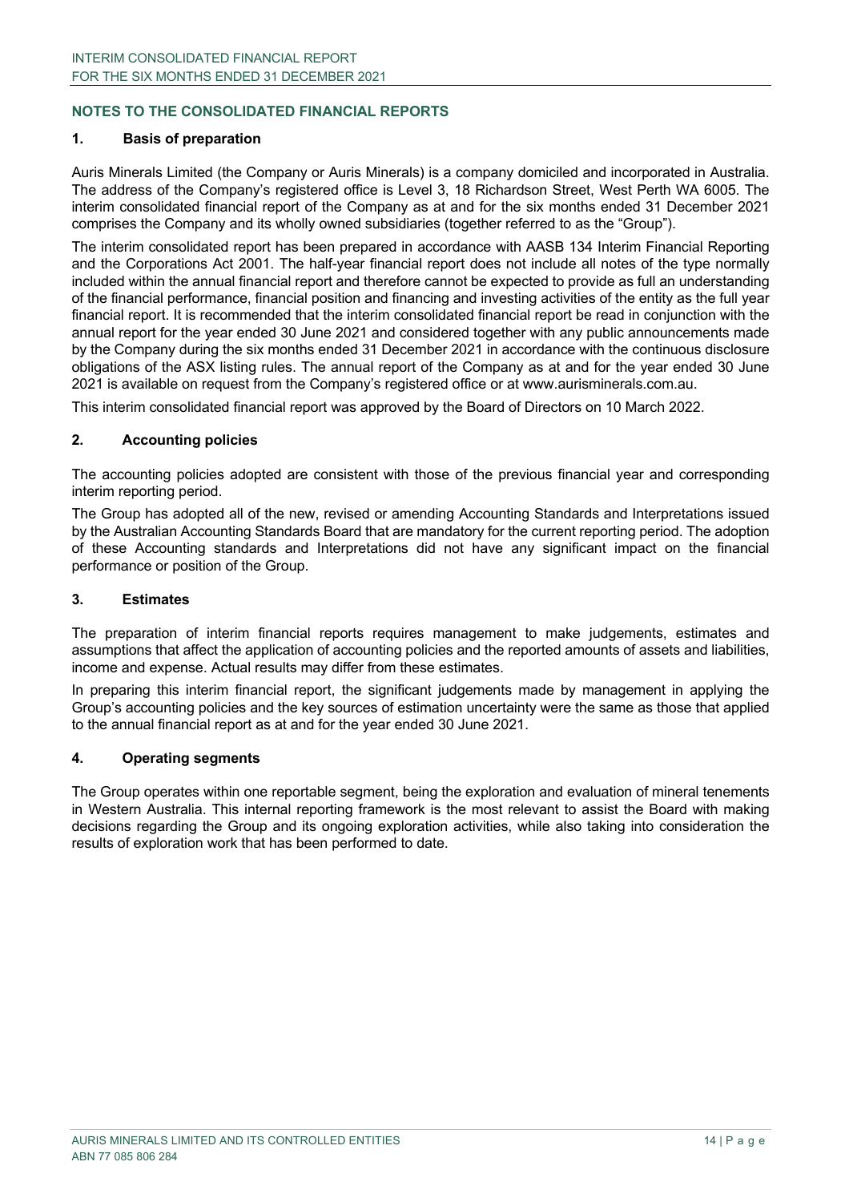## NOTES TO THE CONSOLIDATED FINANCIAL REPORTS

### 1. Basis of preparation

Auris Minerals Limited (the Company or Auris Minerals) is a company domiciled and incorporated in Australia. The address of the Company's registered office is Level 3, 18 Richardson Street, West Perth WA 6005. The interim consolidated financial report of the Company as at and for the six months ended 31 December 2021 comprises the Company and its wholly owned subsidiaries (together referred to as the "Group").

The interim consolidated report has been prepared in accordance with AASB 134 Interim Financial Reporting and the Corporations Act 2001. The half-year financial report does not include all notes of the type normally included within the annual financial report and therefore cannot be expected to provide as full an understanding of the financial performance, financial position and financing and investing activities of the entity as the full year financial report. It is recommended that the interim consolidated financial report be read in conjunction with the annual report for the year ended 30 June 2021 and considered together with any public announcements made by the Company during the six months ended 31 December 2021 in accordance with the continuous disclosure obligations of the ASX listing rules. The annual report of the Company as at and for the year ended 30 June 2021 is available on request from the Company's registered office or at www.aurisminerals.com.au.

This interim consolidated financial report was approved by the Board of Directors on 10 March 2022.

### 2. Accounting policies

The accounting policies adopted are consistent with those of the previous financial year and corresponding interim reporting period.

The Group has adopted all of the new, revised or amending Accounting Standards and Interpretations issued by the Australian Accounting Standards Board that are mandatory for the current reporting period. The adoption of these Accounting standards and Interpretations did not have any significant impact on the financial performance or position of the Group.

### 3. Estimates

The preparation of interim financial reports requires management to make judgements, estimates and assumptions that affect the application of accounting policies and the reported amounts of assets and liabilities, income and expense. Actual results may differ from these estimates.

In preparing this interim financial report, the significant judgements made by management in applying the Group's accounting policies and the key sources of estimation uncertainty were the same as those that applied to the annual financial report as at and for the year ended 30 June 2021.

### 4. Operating segments

The Group operates within one reportable segment, being the exploration and evaluation of mineral tenements in Western Australia. This internal reporting framework is the most relevant to assist the Board with making decisions regarding the Group and its ongoing exploration activities, while also taking into consideration the results of exploration work that has been performed to date.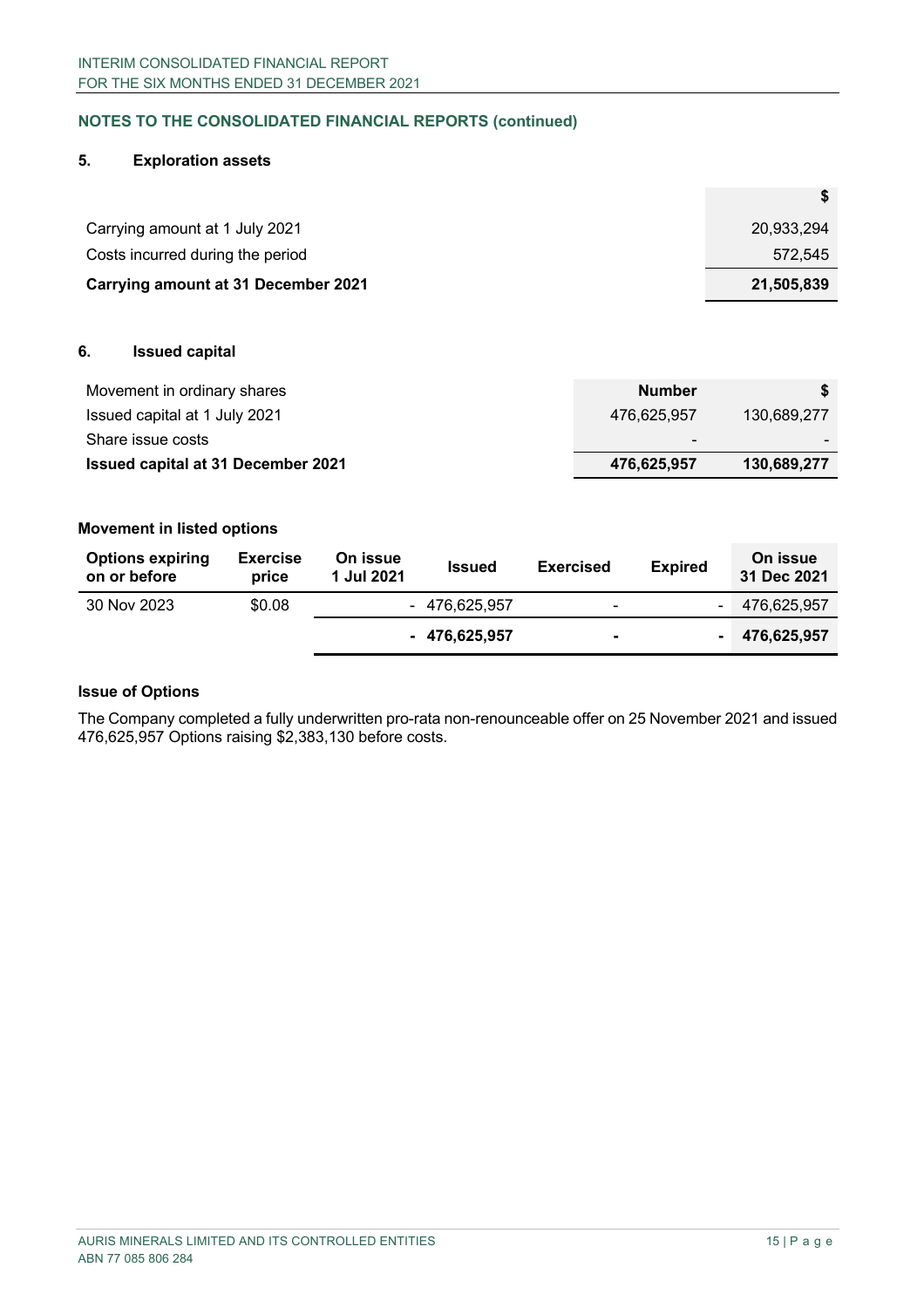**NOTES TO THE CONSOLIDATED FINANCIAL REPORTS (continued)**

## 5. Exploration assets

| | $ |
|---|---|
| Carrying amount at 1 July 2021 | 20,933,294 |
| Costs incurred during the period | 572,545 |
| **Carrying amount at 31 December 2021** | **21,505,839** |

## 6. Issued capital

| Movement in ordinary shares | Number | $ |
|---|---|---|
| Issued capital at 1 July 2021 | 476,625,957 | 130,689,277 |
| Share issue costs | - | - |
| **Issued capital at 31 December 2021** | **476,625,957** | **130,689,277** |

### Movement in listed options

| Options expiring on or before | Exercise price | On issue 1 Jul 2021 | Issued | Exercised | Expired | On issue 31 Dec 2021 |
|---|---|---|---|---|---|---|
| 30 Nov 2023 | $0.08 | - | 476,625,957 | - | - | 476,625,957 |
| | | **-** | **476,625,957** | **-** | **-** | **476,625,957** |

### Issue of Options

The Company completed a fully underwritten pro-rata non-renounceable offer on 25 November 2021 and issued 476,625,957 Options raising $2,383,130 before costs.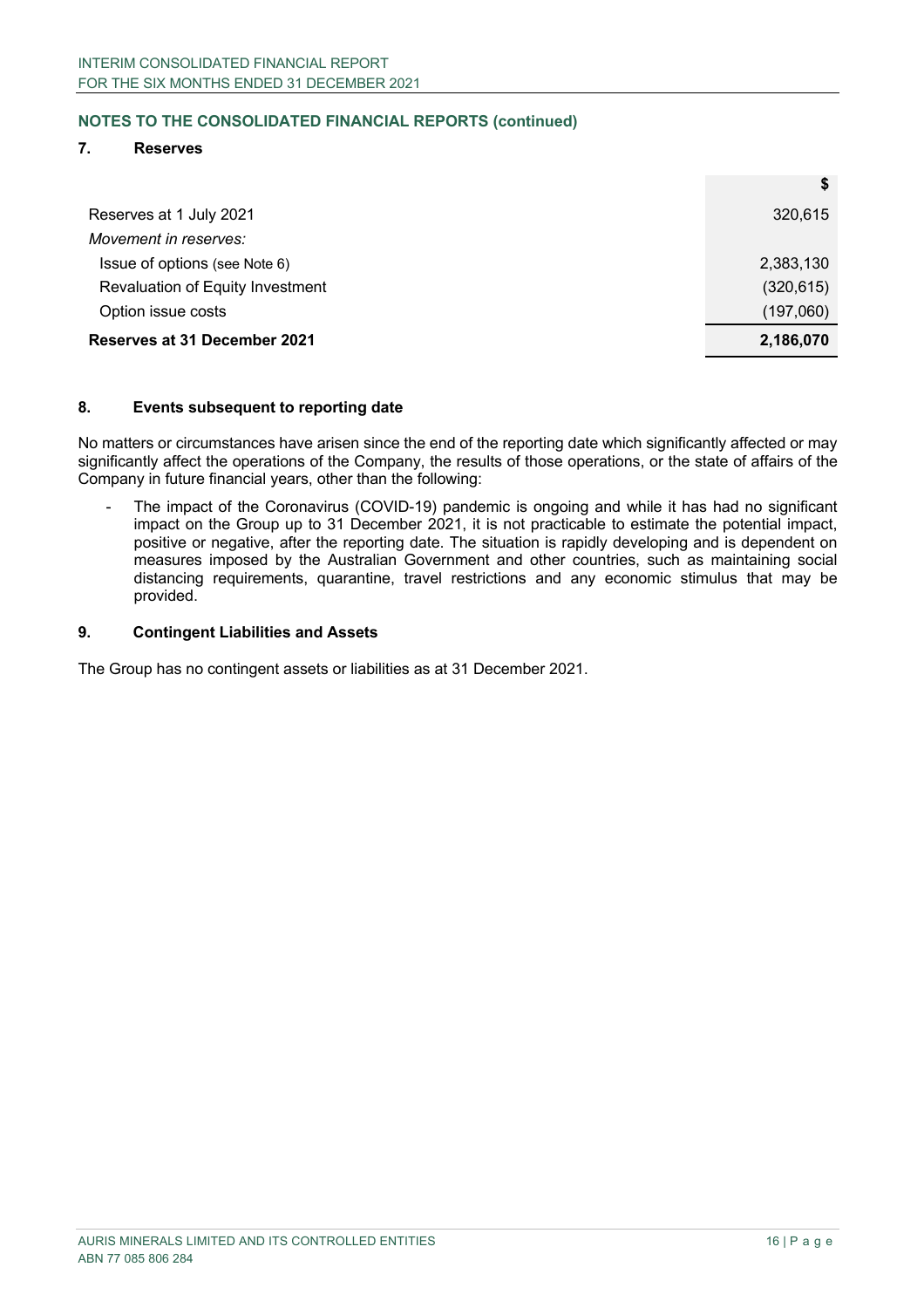## NOTES TO THE CONSOLIDATED FINANCIAL REPORTS (continued)

### 7. Reserves

| | $ |
|---|---|
| Reserves at 1 July 2021 | 320,615 |
| *Movement in reserves:* | |
| Issue of options (see Note 6) | 2,383,130 |
| Revaluation of Equity Investment | (320,615) |
| Option issue costs | (197,060) |
| **Reserves at 31 December 2021** | **2,186,070** |

### 8. Events subsequent to reporting date

No matters or circumstances have arisen since the end of the reporting date which significantly affected or may significantly affect the operations of the Company, the results of those operations, or the state of affairs of the Company in future financial years, other than the following:

- The impact of the Coronavirus (COVID-19) pandemic is ongoing and while it has had no significant impact on the Group up to 31 December 2021, it is not practicable to estimate the potential impact, positive or negative, after the reporting date. The situation is rapidly developing and is dependent on measures imposed by the Australian Government and other countries, such as maintaining social distancing requirements, quarantine, travel restrictions and any economic stimulus that may be provided.

### 9. Contingent Liabilities and Assets

The Group has no contingent assets or liabilities as at 31 December 2021.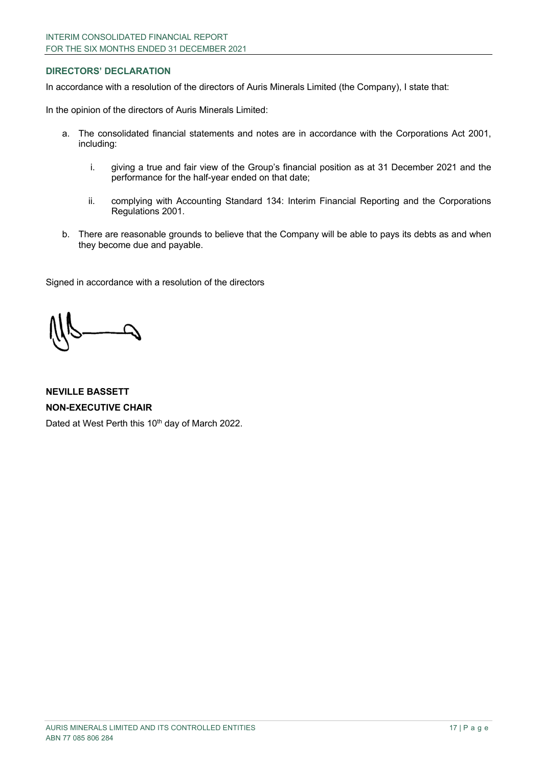## DIRECTORS' DECLARATION

In accordance with a resolution of the directors of Auris Minerals Limited (the Company), I state that:

In the opinion of the directors of Auris Minerals Limited:

a. The consolidated financial statements and notes are in accordance with the Corporations Act 2001, including:

    i. giving a true and fair view of the Group's financial position as at 31 December 2021 and the performance for the half-year ended on that date;

    ii. complying with Accounting Standard 134: Interim Financial Reporting and the Corporations Regulations 2001.

b. There are reasonable grounds to believe that the Company will be able to pays its debts as and when they become due and payable.

Signed in accordance with a resolution of the directors

**NEVILLE BASSETT**

**NON-EXECUTIVE CHAIR**

Dated at West Perth this 10th day of March 2022.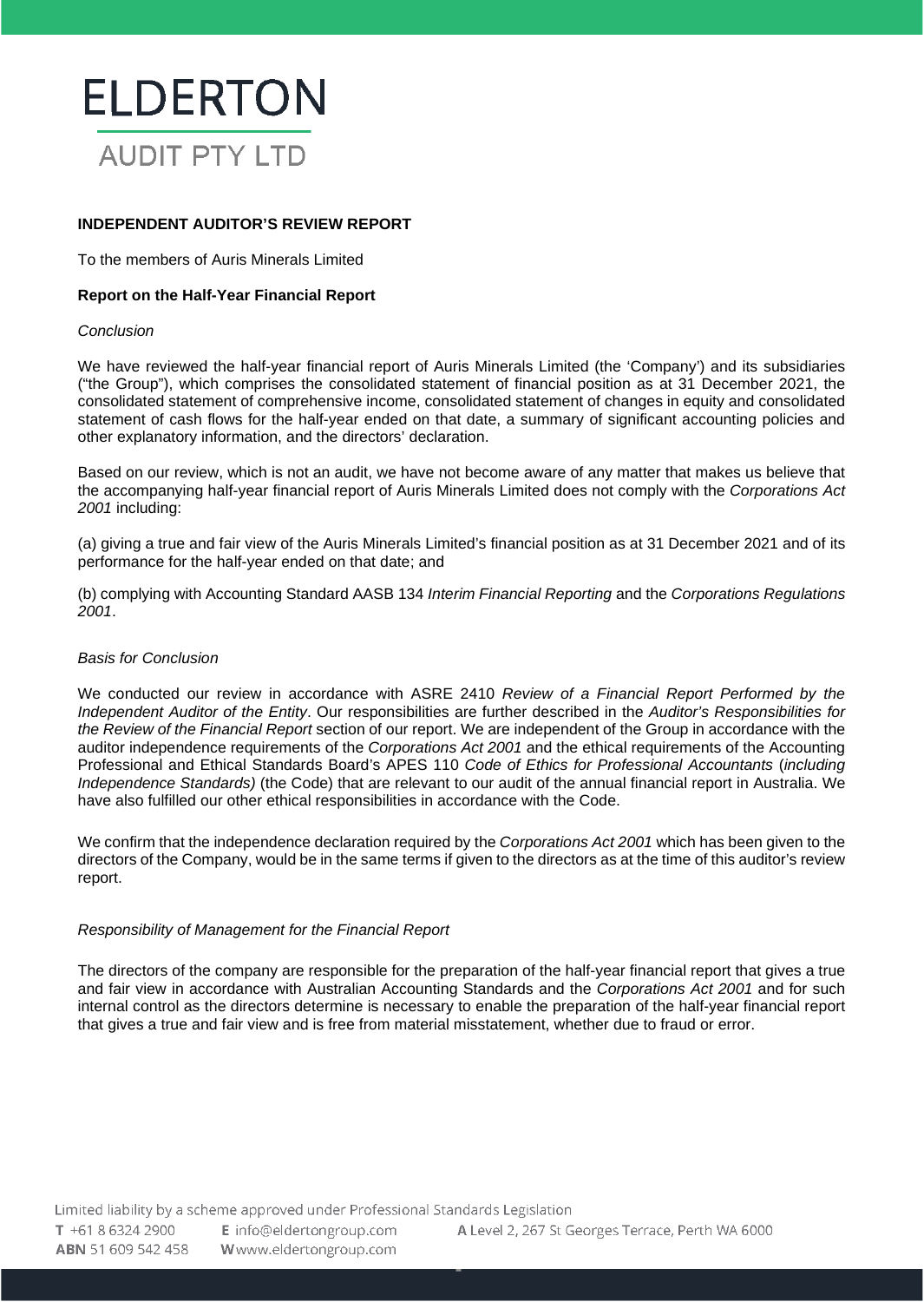# ELDERTON

## AUDIT PTY LTD

**INDEPENDENT AUDITOR'S REVIEW REPORT**

To the members of Auris Minerals Limited

**Report on the Half-Year Financial Report**

*Conclusion*

We have reviewed the half-year financial report of Auris Minerals Limited (the 'Company') and its subsidiaries ("the Group"), which comprises the consolidated statement of financial position as at 31 December 2021, the consolidated statement of comprehensive income, consolidated statement of changes in equity and consolidated statement of cash flows for the half-year ended on that date, a summary of significant accounting policies and other explanatory information, and the directors' declaration.

Based on our review, which is not an audit, we have not become aware of any matter that makes us believe that the accompanying half-year financial report of Auris Minerals Limited does not comply with the *Corporations Act 2001* including:

(a) giving a true and fair view of the Auris Minerals Limited's financial position as at 31 December 2021 and of its performance for the half-year ended on that date; and

(b) complying with Accounting Standard AASB 134 *Interim Financial Reporting* and the *Corporations Regulations 2001*.

*Basis for Conclusion*

We conducted our review in accordance with ASRE 2410 *Review of a Financial Report Performed by the Independent Auditor of the Entity*. Our responsibilities are further described in the *Auditor's Responsibilities for the Review of the Financial Report* section of our report. We are independent of the Group in accordance with the auditor independence requirements of the *Corporations Act 2001* and the ethical requirements of the Accounting Professional and Ethical Standards Board's APES 110 *Code of Ethics for Professional Accountants* (*including Independence Standards)* (the Code) that are relevant to our audit of the annual financial report in Australia. We have also fulfilled our other ethical responsibilities in accordance with the Code.

We confirm that the independence declaration required by the *Corporations Act 2001* which has been given to the directors of the Company, would be in the same terms if given to the directors as at the time of this auditor's review report.

*Responsibility of Management for the Financial Report*

The directors of the company are responsible for the preparation of the half-year financial report that gives a true and fair view in accordance with Australian Accounting Standards and the *Corporations Act 2001* and for such internal control as the directors determine is necessary to enable the preparation of the half-year financial report that gives a true and fair view and is free from material misstatement, whether due to fraud or error.

Limited liability by a scheme approved under Professional Standards Legislation

T +61 8 6324 2900 E info@eldertongroup.com A Level 2, 267 St Georges Terrace, Perth WA 6000

ABN 51 609 542 458 W www.eldertongroup.com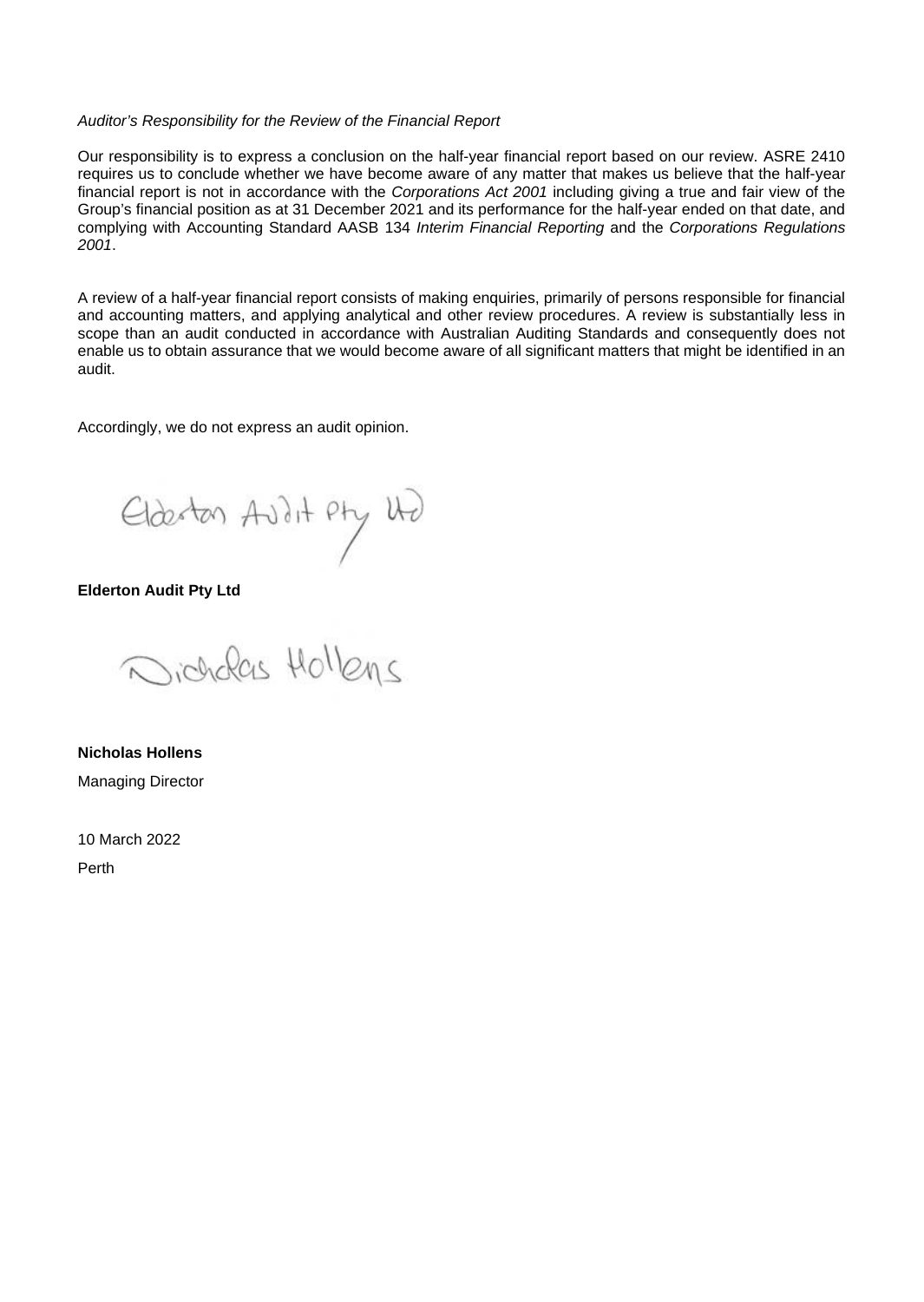*Auditor's Responsibility for the Review of the Financial Report*

Our responsibility is to express a conclusion on the half-year financial report based on our review. ASRE 2410 requires us to conclude whether we have become aware of any matter that makes us believe that the half-year financial report is not in accordance with the *Corporations Act 2001* including giving a true and fair view of the Group's financial position as at 31 December 2021 and its performance for the half-year ended on that date, and complying with Accounting Standard AASB 134 *Interim Financial Reporting* and the *Corporations Regulations 2001*.

A review of a half-year financial report consists of making enquiries, primarily of persons responsible for financial and accounting matters, and applying analytical and other review procedures. A review is substantially less in scope than an audit conducted in accordance with Australian Auditing Standards and consequently does not enable us to obtain assurance that we would become aware of all significant matters that might be identified in an audit.

Accordingly, we do not express an audit opinion.

**Elderton Audit Pty Ltd**

**Nicholas Hollens**

Managing Director

10 March 2022

Perth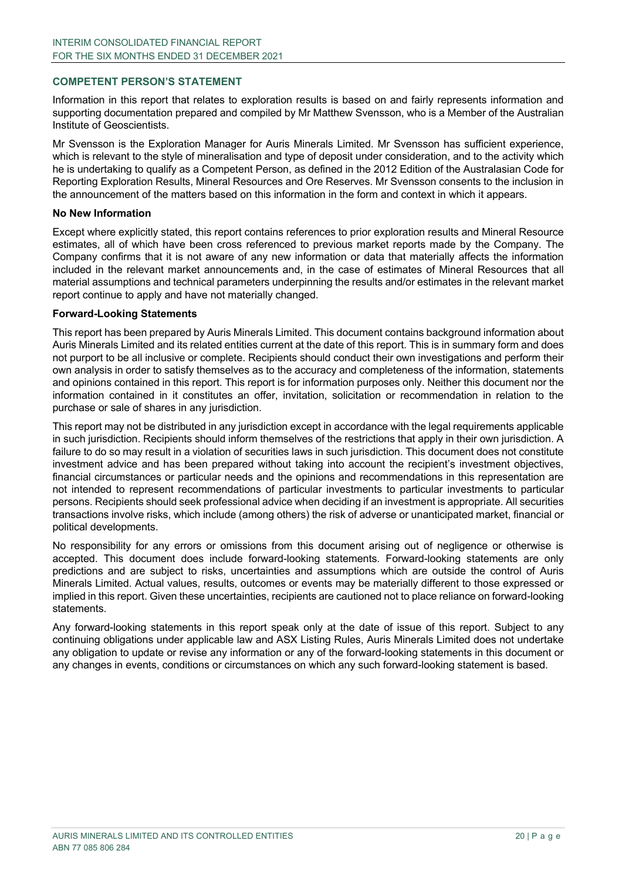## COMPETENT PERSON'S STATEMENT

Information in this report that relates to exploration results is based on and fairly represents information and supporting documentation prepared and compiled by Mr Matthew Svensson, who is a Member of the Australian Institute of Geoscientists.

Mr Svensson is the Exploration Manager for Auris Minerals Limited. Mr Svensson has sufficient experience, which is relevant to the style of mineralisation and type of deposit under consideration, and to the activity which he is undertaking to qualify as a Competent Person, as defined in the 2012 Edition of the Australasian Code for Reporting Exploration Results, Mineral Resources and Ore Reserves. Mr Svensson consents to the inclusion in the announcement of the matters based on this information in the form and context in which it appears.

### No New Information

Except where explicitly stated, this report contains references to prior exploration results and Mineral Resource estimates, all of which have been cross referenced to previous market reports made by the Company. The Company confirms that it is not aware of any new information or data that materially affects the information included in the relevant market announcements and, in the case of estimates of Mineral Resources that all material assumptions and technical parameters underpinning the results and/or estimates in the relevant market report continue to apply and have not materially changed.

### Forward-Looking Statements

This report has been prepared by Auris Minerals Limited. This document contains background information about Auris Minerals Limited and its related entities current at the date of this report. This is in summary form and does not purport to be all inclusive or complete. Recipients should conduct their own investigations and perform their own analysis in order to satisfy themselves as to the accuracy and completeness of the information, statements and opinions contained in this report. This report is for information purposes only. Neither this document nor the information contained in it constitutes an offer, invitation, solicitation or recommendation in relation to the purchase or sale of shares in any jurisdiction.

This report may not be distributed in any jurisdiction except in accordance with the legal requirements applicable in such jurisdiction. Recipients should inform themselves of the restrictions that apply in their own jurisdiction. A failure to do so may result in a violation of securities laws in such jurisdiction. This document does not constitute investment advice and has been prepared without taking into account the recipient's investment objectives, financial circumstances or particular needs and the opinions and recommendations in this representation are not intended to represent recommendations of particular investments to particular investments to particular persons. Recipients should seek professional advice when deciding if an investment is appropriate. All securities transactions involve risks, which include (among others) the risk of adverse or unanticipated market, financial or political developments.

No responsibility for any errors or omissions from this document arising out of negligence or otherwise is accepted. This document does include forward-looking statements. Forward-looking statements are only predictions and are subject to risks, uncertainties and assumptions which are outside the control of Auris Minerals Limited. Actual values, results, outcomes or events may be materially different to those expressed or implied in this report. Given these uncertainties, recipients are cautioned not to place reliance on forward-looking statements.

Any forward-looking statements in this report speak only at the date of issue of this report. Subject to any continuing obligations under applicable law and ASX Listing Rules, Auris Minerals Limited does not undertake any obligation to update or revise any information or any of the forward-looking statements in this document or any changes in events, conditions or circumstances on which any such forward-looking statement is based.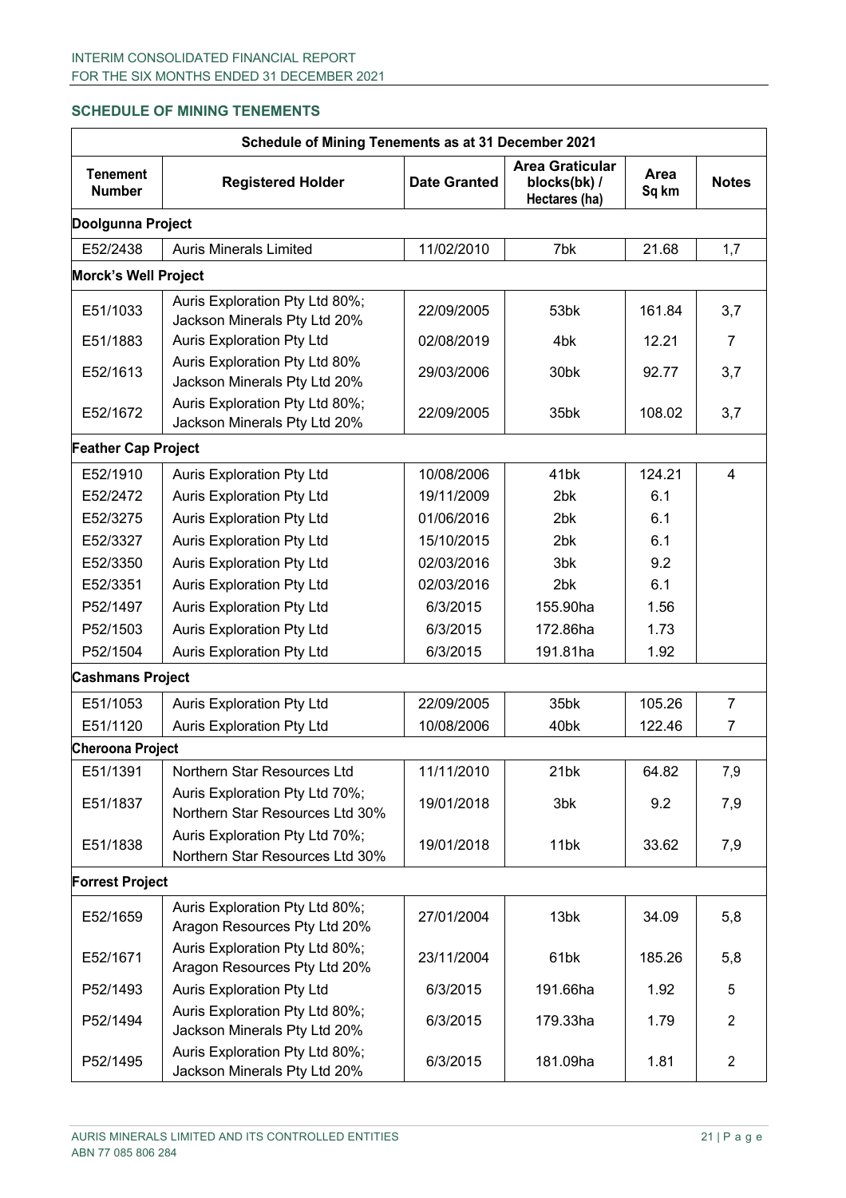## SCHEDULE OF MINING TENEMENTS

| Schedule of Mining Tenements as at 31 December 2021 | | | | | |
|---|---|---|---|---|---|
| **Tenement Number** | **Registered Holder** | **Date Granted** | **Area Graticular blocks(bk) / Hectares (ha)** | **Area Sq km** | **Notes** |
| **Doolgunna Project** | | | | | |
| E52/2438 | Auris Minerals Limited | 11/02/2010 | 7bk | 21.68 | 1,7 |
| **Morck's Well Project** | | | | | |
| E51/1033 | Auris Exploration Pty Ltd 80%; Jackson Minerals Pty Ltd 20% | 22/09/2005 | 53bk | 161.84 | 3,7 |
| E51/1883 | Auris Exploration Pty Ltd | 02/08/2019 | 4bk | 12.21 | 7 |
| E52/1613 | Auris Exploration Pty Ltd 80% Jackson Minerals Pty Ltd 20% | 29/03/2006 | 30bk | 92.77 | 3,7 |
| E52/1672 | Auris Exploration Pty Ltd 80%; Jackson Minerals Pty Ltd 20% | 22/09/2005 | 35bk | 108.02 | 3,7 |
| **Feather Cap Project** | | | | | |
| E52/1910 | Auris Exploration Pty Ltd | 10/08/2006 | 41bk | 124.21 | 4 |
| E52/2472 | Auris Exploration Pty Ltd | 19/11/2009 | 2bk | 6.1 | |
| E52/3275 | Auris Exploration Pty Ltd | 01/06/2016 | 2bk | 6.1 | |
| E52/3327 | Auris Exploration Pty Ltd | 15/10/2015 | 2bk | 6.1 | |
| E52/3350 | Auris Exploration Pty Ltd | 02/03/2016 | 3bk | 9.2 | |
| E52/3351 | Auris Exploration Pty Ltd | 02/03/2016 | 2bk | 6.1 | |
| P52/1497 | Auris Exploration Pty Ltd | 6/3/2015 | 155.90ha | 1.56 | |
| P52/1503 | Auris Exploration Pty Ltd | 6/3/2015 | 172.86ha | 1.73 | |
| P52/1504 | Auris Exploration Pty Ltd | 6/3/2015 | 191.81ha | 1.92 | |
| **Cashmans Project** | | | | | |
| E51/1053 | Auris Exploration Pty Ltd | 22/09/2005 | 35bk | 105.26 | 7 |
| E51/1120 | Auris Exploration Pty Ltd | 10/08/2006 | 40bk | 122.46 | 7 |
| **Cheroona Project** | | | | | |
| E51/1391 | Northern Star Resources Ltd | 11/11/2010 | 21bk | 64.82 | 7,9 |
| E51/1837 | Auris Exploration Pty Ltd 70%; Northern Star Resources Ltd 30% | 19/01/2018 | 3bk | 9.2 | 7,9 |
| E51/1838 | Auris Exploration Pty Ltd 70%; Northern Star Resources Ltd 30% | 19/01/2018 | 11bk | 33.62 | 7,9 |
| **Forrest Project** | | | | | |
| E52/1659 | Auris Exploration Pty Ltd 80%; Aragon Resources Pty Ltd 20% | 27/01/2004 | 13bk | 34.09 | 5,8 |
| E52/1671 | Auris Exploration Pty Ltd 80%; Aragon Resources Pty Ltd 20% | 23/11/2004 | 61bk | 185.26 | 5,8 |
| P52/1493 | Auris Exploration Pty Ltd | 6/3/2015 | 191.66ha | 1.92 | 5 |
| P52/1494 | Auris Exploration Pty Ltd 80%; Jackson Minerals Pty Ltd 20% | 6/3/2015 | 179.33ha | 1.79 | 2 |
| P52/1495 | Auris Exploration Pty Ltd 80%; Jackson Minerals Pty Ltd 20% | 6/3/2015 | 181.09ha | 1.81 | 2 |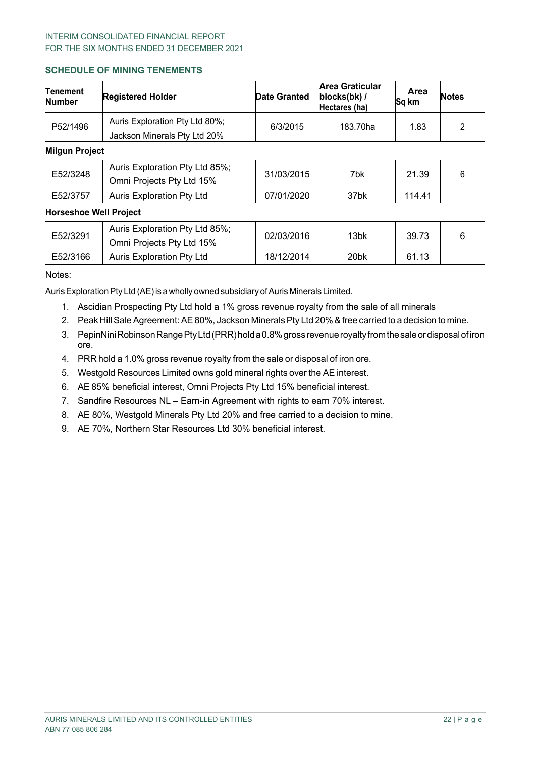## SCHEDULE OF MINING TENEMENTS

| Tenement Number | Registered Holder | Date Granted | Area Graticular blocks(bk) / Hectares (ha) | Area Sq km | Notes |
|---|---|---|---|---|---|
| P52/1496 | Auris Exploration Pty Ltd 80%; Jackson Minerals Pty Ltd 20% | 6/3/2015 | 183.70ha | 1.83 | 2 |
| **Milgun Project** | | | | | |
| E52/3248 | Auris Exploration Pty Ltd 85%; Omni Projects Pty Ltd 15% | 31/03/2015 | 7bk | 21.39 | 6 |
| E52/3757 | Auris Exploration Pty Ltd | 07/01/2020 | 37bk | 114.41 | |
| **Horseshoe Well Project** | | | | | |
| E52/3291 | Auris Exploration Pty Ltd 85%; Omni Projects Pty Ltd 15% | 02/03/2016 | 13bk | 39.73 | 6 |
| E52/3166 | Auris Exploration Pty Ltd | 18/12/2014 | 20bk | 61.13 | |

Notes:

Auris Exploration Pty Ltd (AE) is a wholly owned subsidiary of Auris Minerals Limited.

1. Ascidian Prospecting Pty Ltd hold a 1% gross revenue royalty from the sale of all minerals
2. Peak Hill Sale Agreement: AE 80%, Jackson Minerals Pty Ltd 20% & free carried to a decision to mine.
3. PepinNini Robinson Range Pty Ltd (PRR) hold a 0.8% gross revenue royalty from the sale or disposal of iron ore.
4. PRR hold a 1.0% gross revenue royalty from the sale or disposal of iron ore.
5. Westgold Resources Limited owns gold mineral rights over the AE interest.
6. AE 85% beneficial interest, Omni Projects Pty Ltd 15% beneficial interest.
7. Sandfire Resources NL – Earn-in Agreement with rights to earn 70% interest.
8. AE 80%, Westgold Minerals Pty Ltd 20% and free carried to a decision to mine.
9. AE 70%, Northern Star Resources Ltd 30% beneficial interest.